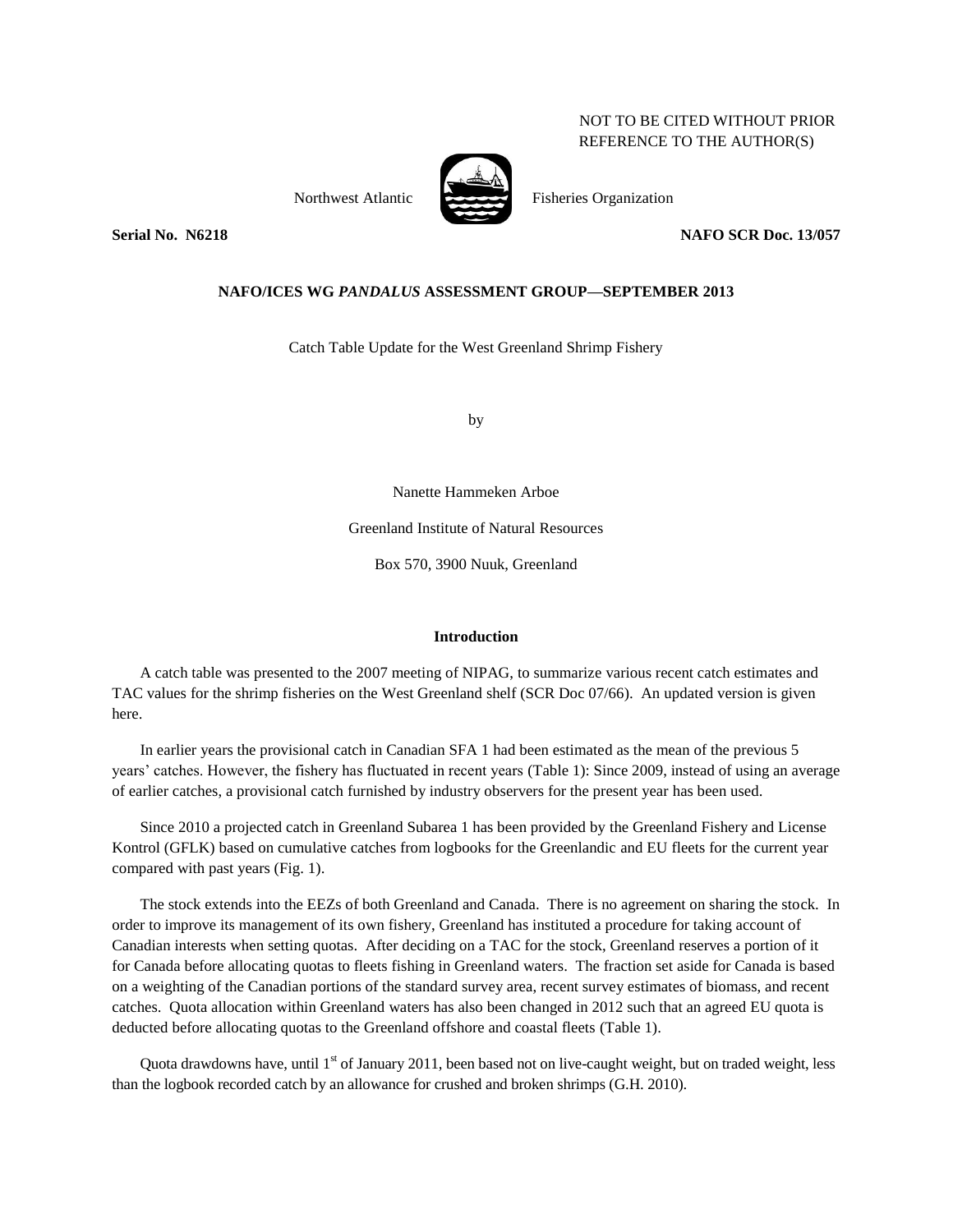NOT TO BE CITED WITHOUT PRIOR REFERENCE TO THE AUTHOR(S)

Northwest Atlantic Fisheries Organization

**Serial No. N6218** **NAFO SCR Doc. 13/057**

**NAFO/ICES WG *PANDALUS* ASSESSMENT GROUP—SEPTEMBER 2013**

Catch Table Update for the West Greenland Shrimp Fishery

by

Nanette Hammeken Arboe

Greenland Institute of Natural Resources

Box 570, 3900 Nuuk, Greenland

## Introduction

A catch table was presented to the 2007 meeting of NIPAG, to summarize various recent catch estimates and TAC values for the shrimp fisheries on the West Greenland shelf (SCR Doc 07/66). An updated version is given here.

In earlier years the provisional catch in Canadian SFA 1 had been estimated as the mean of the previous 5 years' catches. However, the fishery has fluctuated in recent years (Table 1): Since 2009, instead of using an average of earlier catches, a provisional catch furnished by industry observers for the present year has been used.

Since 2010 a projected catch in Greenland Subarea 1 has been provided by the Greenland Fishery and License Kontrol (GFLK) based on cumulative catches from logbooks for the Greenlandic and EU fleets for the current year compared with past years (Fig. 1).

The stock extends into the EEZs of both Greenland and Canada. There is no agreement on sharing the stock. In order to improve its management of its own fishery, Greenland has instituted a procedure for taking account of Canadian interests when setting quotas. After deciding on a TAC for the stock, Greenland reserves a portion of it for Canada before allocating quotas to fleets fishing in Greenland waters. The fraction set aside for Canada is based on a weighting of the Canadian portions of the standard survey area, recent survey estimates of biomass, and recent catches. Quota allocation within Greenland waters has also been changed in 2012 such that an agreed EU quota is deducted before allocating quotas to the Greenland offshore and coastal fleets (Table 1).

Quota drawdowns have, until 1st of January 2011, been based not on live-caught weight, but on traded weight, less than the logbook recorded catch by an allowance for crushed and broken shrimps (G.H. 2010).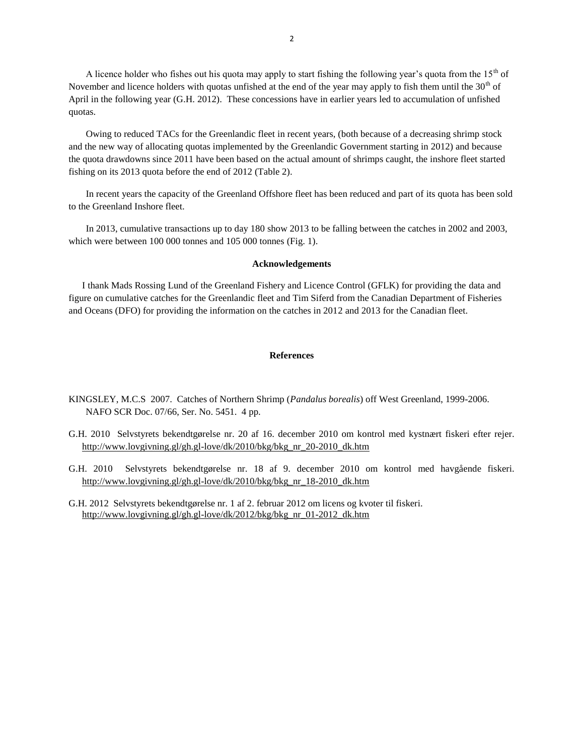A licence holder who fishes out his quota may apply to start fishing the following year's quota from the 15th of November and licence holders with quotas unfished at the end of the year may apply to fish them until the 30th of April in the following year (G.H. 2012). These concessions have in earlier years led to accumulation of unfished quotas.

Owing to reduced TACs for the Greenlandic fleet in recent years, (both because of a decreasing shrimp stock and the new way of allocating quotas implemented by the Greenlandic Government starting in 2012) and because the quota drawdowns since 2011 have been based on the actual amount of shrimps caught, the inshore fleet started fishing on its 2013 quota before the end of 2012 (Table 2).

In recent years the capacity of the Greenland Offshore fleet has been reduced and part of its quota has been sold to the Greenland Inshore fleet.

In 2013, cumulative transactions up to day 180 show 2013 to be falling between the catches in 2002 and 2003, which were between 100 000 tonnes and 105 000 tonnes (Fig. 1).

### Acknowledgements

I thank Mads Rossing Lund of the Greenland Fishery and Licence Control (GFLK) for providing the data and figure on cumulative catches for the Greenlandic fleet and Tim Siferd from the Canadian Department of Fisheries and Oceans (DFO) for providing the information on the catches in 2012 and 2013 for the Canadian fleet.

### References

KINGSLEY, M.C.S 2007. Catches of Northern Shrimp (*Pandalus borealis*) off West Greenland, 1999-2006. NAFO SCR Doc. 07/66, Ser. No. 5451. 4 pp.

G.H. 2010 Selvstyrets bekendtgørelse nr. 20 af 16. december 2010 om kontrol med kystnært fiskeri efter rejer. http://www.lovgivning.gl/gh.gl-love/dk/2010/bkg/bkg_nr_20-2010_dk.htm

G.H. 2010 Selvstyrets bekendtgørelse nr. 18 af 9. december 2010 om kontrol med havgående fiskeri. http://www.lovgivning.gl/gh.gl-love/dk/2010/bkg/bkg_nr_18-2010_dk.htm

G.H. 2012 Selvstyrets bekendtgørelse nr. 1 af 2. februar 2012 om licens og kvoter til fiskeri. http://www.lovgivning.gl/gh.gl-love/dk/2012/bkg/bkg_nr_01-2012_dk.htm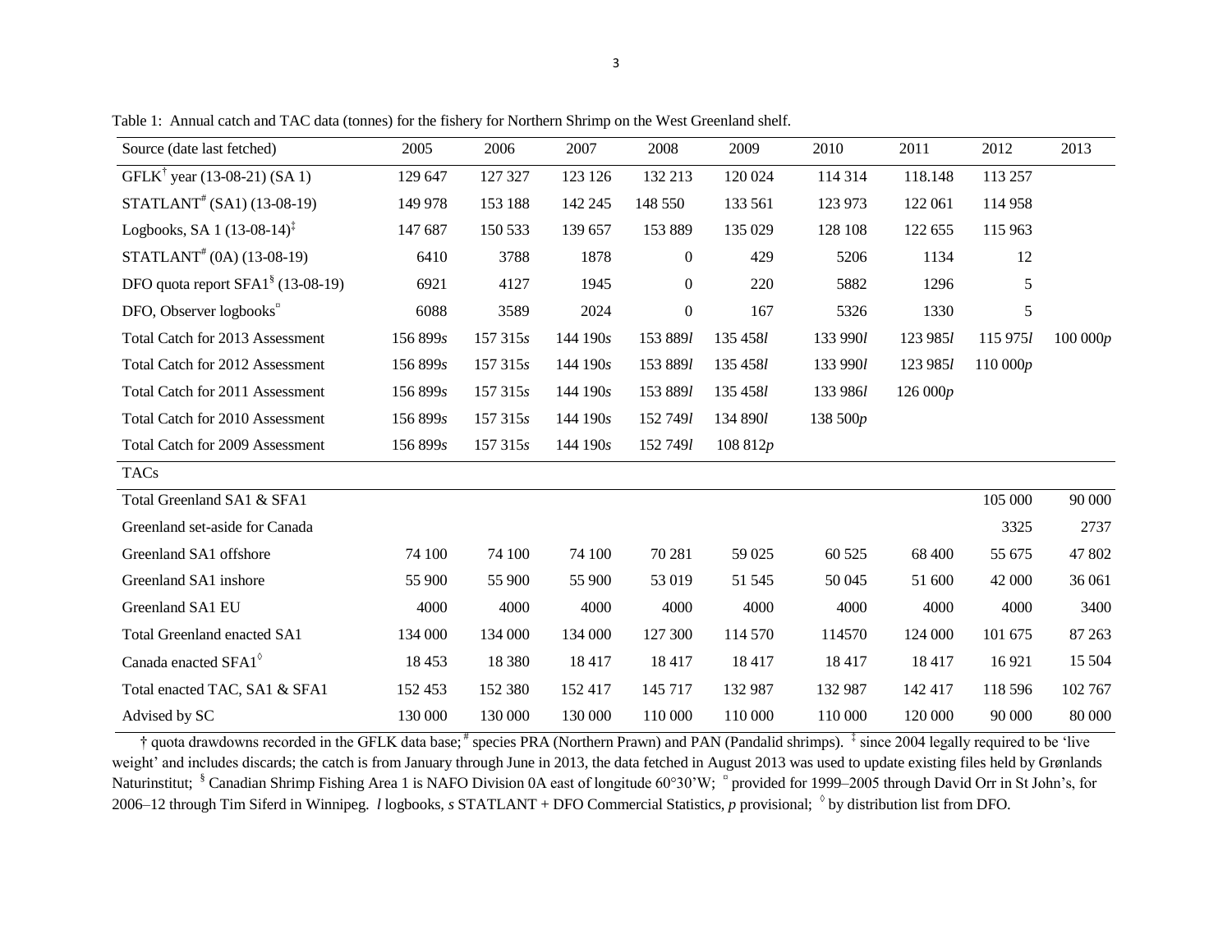Table 1: Annual catch and TAC data (tonnes) for the fishery for Northern Shrimp on the West Greenland shelf.

| Source (date last fetched) | 2005 | 2006 | 2007 | 2008 | 2009 | 2010 | 2011 | 2012 | 2013 |
|---|---|---|---|---|---|---|---|---|---|
| GFLK[†] year (13-08-21) (SA 1) | 129 647 | 127 327 | 123 126 | 132 213 | 120 024 | 114 314 | 118.148 | 113 257 | |
| STATLANT[#] (SA1) (13-08-19) | 149 978 | 153 188 | 142 245 | 148 550 | 133 561 | 123 973 | 122 061 | 114 958 | |
| Logbooks, SA 1 (13-08-14)[‡] | 147 687 | 150 533 | 139 657 | 153 889 | 135 029 | 128 108 | 122 655 | 115 963 | |
| STATLANT[#] (0A) (13-08-19) | 6410 | 3788 | 1878 | 0 | 429 | 5206 | 1134 | 12 | |
| DFO quota report SFA1[§] (13-08-19) | 6921 | 4127 | 1945 | 0 | 220 | 5882 | 1296 | 5 | |
| DFO, Observer logbooks[¤] | 6088 | 3589 | 2024 | 0 | 167 | 5326 | 1330 | 5 | |
| Total Catch for 2013 Assessment | 156 899*s* | 157 315*s* | 144 190*s* | 153 889*l* | 135 458*l* | 133 990*l* | 123 985*l* | 115 975*l* | 100 000*p* |
| Total Catch for 2012 Assessment | 156 899*s* | 157 315*s* | 144 190*s* | 153 889*l* | 135 458*l* | 133 990*l* | 123 985*l* | 110 000*p* | |
| Total Catch for 2011 Assessment | 156 899*s* | 157 315*s* | 144 190*s* | 153 889*l* | 135 458*l* | 133 986*l* | 126 000*p* | | |
| Total Catch for 2010 Assessment | 156 899*s* | 157 315*s* | 144 190*s* | 152 749*l* | 134 890*l* | 138 500*p* | | | |
| Total Catch for 2009 Assessment | 156 899*s* | 157 315*s* | 144 190*s* | 152 749*l* | 108 812*p* | | | | |
| TACs | | | | | | | | | |
| Total Greenland SA1 & SFA1 | | | | | | | | 105 000 | 90 000 |
| Greenland set-aside for Canada | | | | | | | | 3325 | 2737 |
| Greenland SA1 offshore | 74 100 | 74 100 | 74 100 | 70 281 | 59 025 | 60 525 | 68 400 | 55 675 | 47 802 |
| Greenland SA1 inshore | 55 900 | 55 900 | 55 900 | 53 019 | 51 545 | 50 045 | 51 600 | 42 000 | 36 061 |
| Greenland SA1 EU | 4000 | 4000 | 4000 | 4000 | 4000 | 4000 | 4000 | 4000 | 3400 |
| Total Greenland enacted SA1 | 134 000 | 134 000 | 134 000 | 127 300 | 114 570 | 114570 | 124 000 | 101 675 | 87 263 |
| Canada enacted SFA1[◊] | 18 453 | 18 380 | 18 417 | 18 417 | 18 417 | 18 417 | 18 417 | 16 921 | 15 504 |
| Total enacted TAC, SA1 & SFA1 | 152 453 | 152 380 | 152 417 | 145 717 | 132 987 | 132 987 | 142 417 | 118 596 | 102 767 |
| Advised by SC | 130 000 | 130 000 | 130 000 | 110 000 | 110 000 | 110 000 | 120 000 | 90 000 | 80 000 |

† quota drawdowns recorded in the GFLK data base; [#] species PRA (Northern Prawn) and PAN (Pandalid shrimps). [‡] since 2004 legally required to be 'live weight' and includes discards; the catch is from January through June in 2013, the data fetched in August 2013 was used to update existing files held by Grønlands Naturinstitut; [§] Canadian Shrimp Fishing Area 1 is NAFO Division 0A east of longitude 60°30'W; [¤] provided for 1999–2005 through David Orr in St John's, for 2006–12 through Tim Siferd in Winnipeg. *l* logbooks, *s* STATLANT + DFO Commercial Statistics, *p* provisional; [◊] by distribution list from DFO.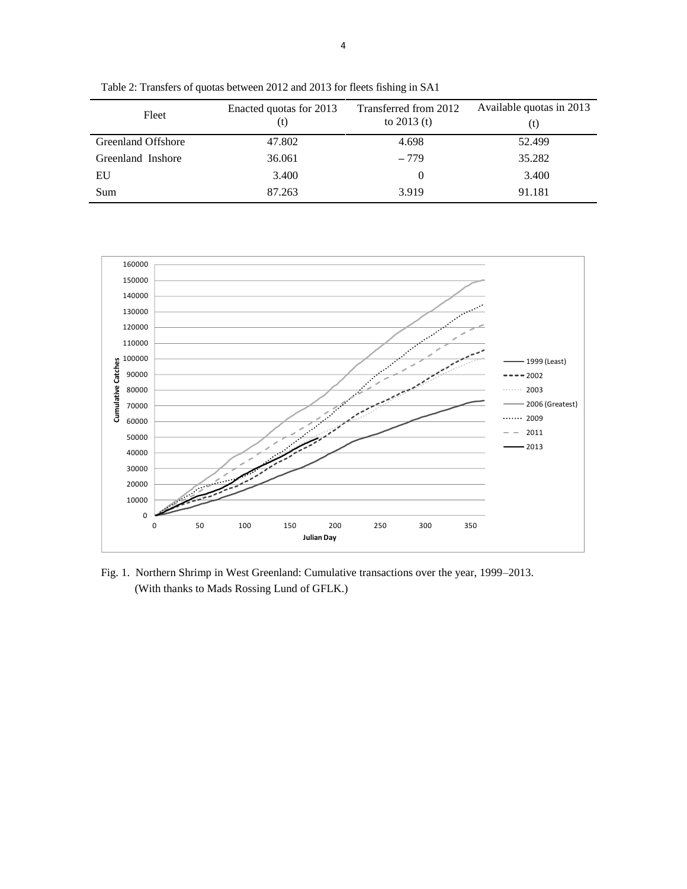Table 2: Transfers of quotas between 2012 and 2013 for fleets fishing in SA1

| Fleet | Enacted quotas for 2013 (t) | Transferred from 2012 to 2013 (t) | Available quotas in 2013 (t) |
|---|---|---|---|
| Greenland Offshore | 47.802 | 4.698 | 52.499 |
| Greenland Inshore | 36.061 | – 779 | 35.282 |
| EU | 3.400 | 0 | 3.400 |
| Sum | 87.263 | 3.919 | 91.181 |

160000
150000
140000
130000
120000
110000
100000
90000
80000
70000
60000
50000
40000
30000
20000
10000
0

Cumulative Catches

0 50 100 150 200 250 300 350

Julian Day

1999 (Least)
2002
2003
2006 (Greatest)
2009
2011
2013

Fig. 1. Northern Shrimp in West Greenland: Cumulative transactions over the year, 1999–2013. (With thanks to Mads Rossing Lund of GFLK.)